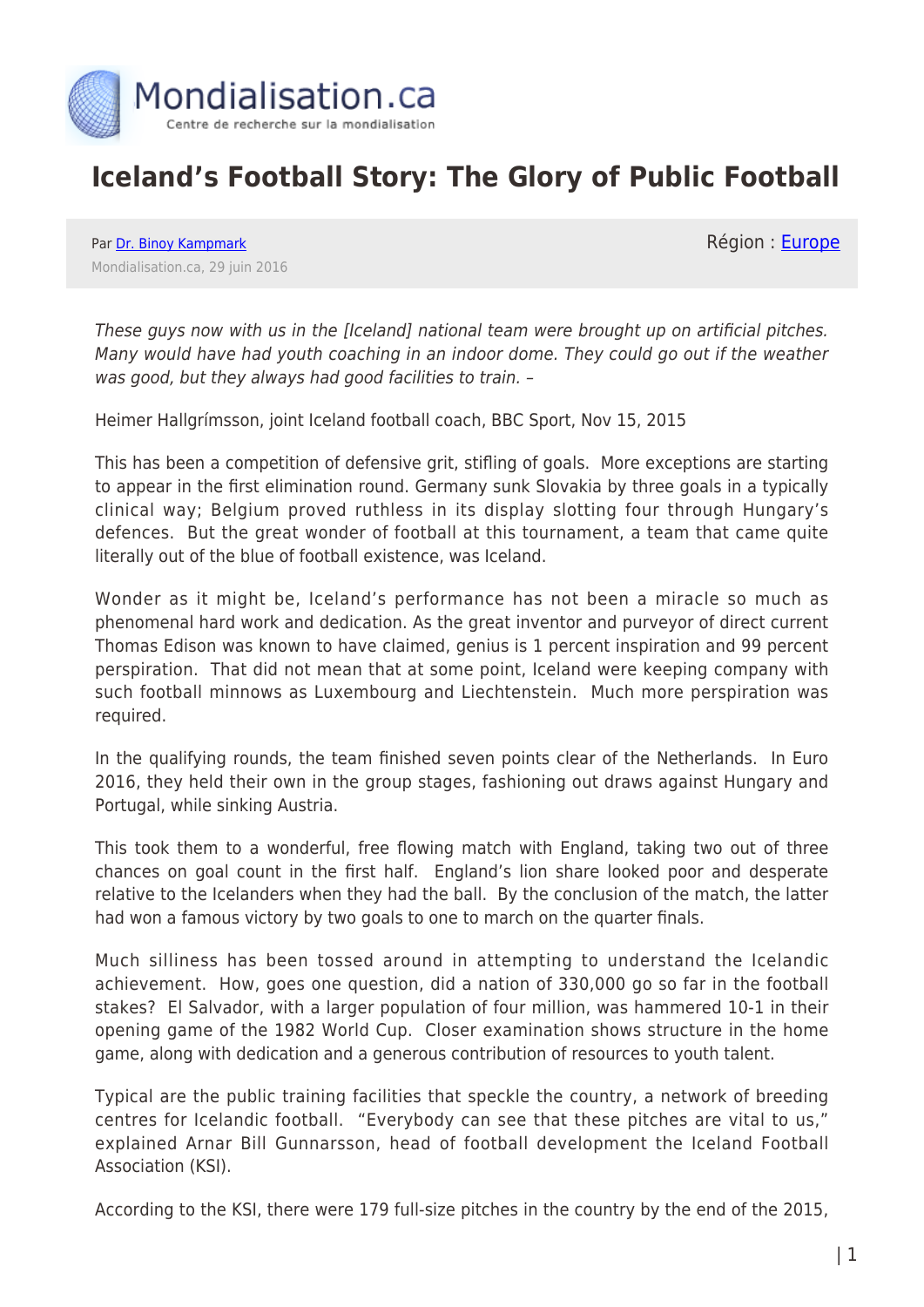# Iceland's Football Story: The Glory of Public Football

Par Dr. Binoy Kampmark

Mondialisation.ca, 29 juin 2016

Région : Europe

*These guys now with us in the [Iceland] national team were brought up on artificial pitches. Many would have had youth coaching in an indoor dome. They could go out if the weather was good, but they always had good facilities to train. –*

Heimer Hallgrímsson, joint Iceland football coach, BBC Sport, Nov 15, 2015

This has been a competition of defensive grit, stifling of goals. More exceptions are starting to appear in the first elimination round. Germany sunk Slovakia by three goals in a typically clinical way; Belgium proved ruthless in its display slotting four through Hungary's defences. But the great wonder of football at this tournament, a team that came quite literally out of the blue of football existence, was Iceland.

Wonder as it might be, Iceland's performance has not been a miracle so much as phenomenal hard work and dedication. As the great inventor and purveyor of direct current Thomas Edison was known to have claimed, genius is 1 percent inspiration and 99 percent perspiration. That did not mean that at some point, Iceland were keeping company with such football minnows as Luxembourg and Liechtenstein. Much more perspiration was required.

In the qualifying rounds, the team finished seven points clear of the Netherlands. In Euro 2016, they held their own in the group stages, fashioning out draws against Hungary and Portugal, while sinking Austria.

This took them to a wonderful, free flowing match with England, taking two out of three chances on goal count in the first half. England's lion share looked poor and desperate relative to the Icelanders when they had the ball. By the conclusion of the match, the latter had won a famous victory by two goals to one to march on the quarter finals.

Much silliness has been tossed around in attempting to understand the Icelandic achievement. How, goes one question, did a nation of 330,000 go so far in the football stakes? El Salvador, with a larger population of four million, was hammered 10-1 in their opening game of the 1982 World Cup. Closer examination shows structure in the home game, along with dedication and a generous contribution of resources to youth talent.

Typical are the public training facilities that speckle the country, a network of breeding centres for Icelandic football. "Everybody can see that these pitches are vital to us," explained Arnar Bill Gunnarsson, head of football development the Iceland Football Association (KSI).

According to the KSI, there were 179 full-size pitches in the country by the end of the 2015,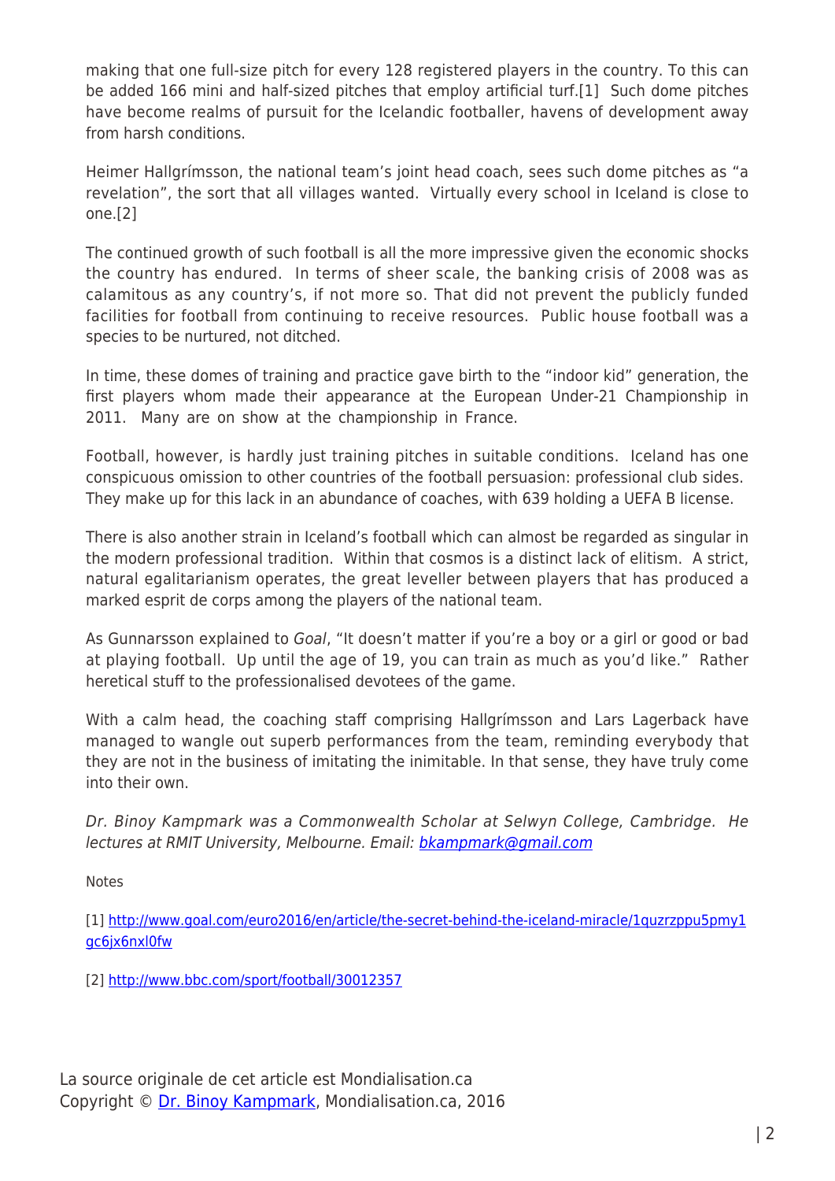making that one full-size pitch for every 128 registered players in the country. To this can be added 166 mini and half-sized pitches that employ artificial turf.[1] Such dome pitches have become realms of pursuit for the Icelandic footballer, havens of development away from harsh conditions.

Heimer Hallgrímsson, the national team's joint head coach, sees such dome pitches as "a revelation", the sort that all villages wanted. Virtually every school in Iceland is close to one.[2]

The continued growth of such football is all the more impressive given the economic shocks the country has endured. In terms of sheer scale, the banking crisis of 2008 was as calamitous as any country's, if not more so. That did not prevent the publicly funded facilities for football from continuing to receive resources. Public house football was a species to be nurtured, not ditched.

In time, these domes of training and practice gave birth to the "indoor kid" generation, the first players whom made their appearance at the European Under-21 Championship in 2011. Many are on show at the championship in France.

Football, however, is hardly just training pitches in suitable conditions. Iceland has one conspicuous omission to other countries of the football persuasion: professional club sides. They make up for this lack in an abundance of coaches, with 639 holding a UEFA B license.

There is also another strain in Iceland's football which can almost be regarded as singular in the modern professional tradition. Within that cosmos is a distinct lack of elitism. A strict, natural egalitarianism operates, the great leveller between players that has produced a marked esprit de corps among the players of the national team.

As Gunnarsson explained to *Goal*, "It doesn't matter if you're a boy or a girl or good or bad at playing football. Up until the age of 19, you can train as much as you'd like." Rather heretical stuff to the professionalised devotees of the game.

With a calm head, the coaching staff comprising Hallgrímsson and Lars Lagerback have managed to wangle out superb performances from the team, reminding everybody that they are not in the business of imitating the inimitable. In that sense, they have truly come into their own.

*Dr. Binoy Kampmark was a Commonwealth Scholar at Selwyn College, Cambridge. He lectures at RMIT University, Melbourne. Email: [bkampmark@gmail.com](mailto:bkampmark@gmail.com)*

Notes

[1] [http://www.goal.com/euro2016/en/article/the-secret-behind-the-iceland-miracle/1quzrzppu5pmy1gc6jx6nxl0fw](http://www.goal.com/euro2016/en/article/the-secret-behind-the-iceland-miracle/1quzrzppu5pmy1gc6jx6nxl0fw)

[2] [http://www.bbc.com/sport/football/30012357](http://www.bbc.com/sport/football/30012357)

La source originale de cet article est Mondialisation.ca
Copyright © [Dr. Binoy Kampmark](), Mondialisation.ca, 2016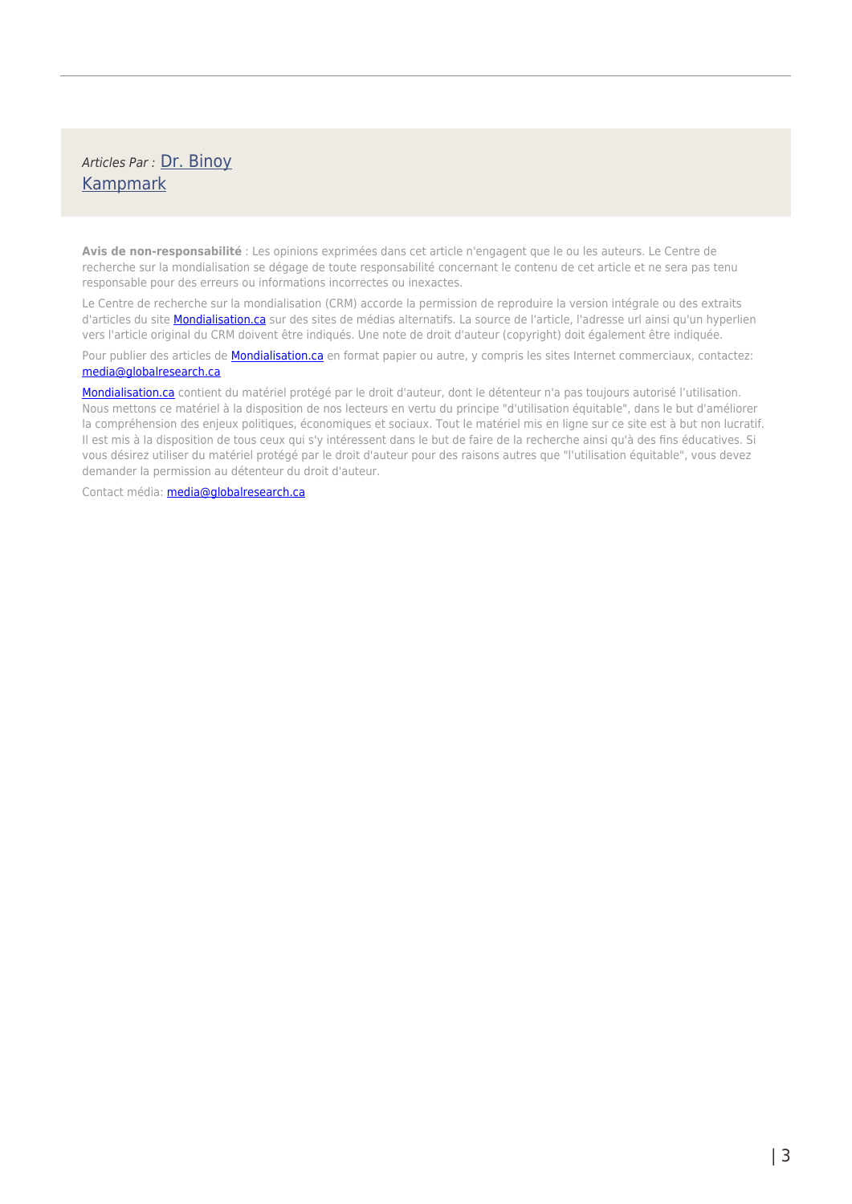*Articles Par :* Dr. Binoy Kampmark

**Avis de non-responsabilité** : Les opinions exprimées dans cet article n'engagent que le ou les auteurs. Le Centre de recherche sur la mondialisation se dégage de toute responsabilité concernant le contenu de cet article et ne sera pas tenu responsable pour des erreurs ou informations incorrectes ou inexactes.

Le Centre de recherche sur la mondialisation (CRM) accorde la permission de reproduire la version intégrale ou des extraits d'articles du site Mondialisation.ca sur des sites de médias alternatifs. La source de l'article, l'adresse url ainsi qu'un hyperlien vers l'article original du CRM doivent être indiqués. Une note de droit d'auteur (copyright) doit également être indiquée.

Pour publier des articles de Mondialisation.ca en format papier ou autre, y compris les sites Internet commerciaux, contactez: media@globalresearch.ca

Mondialisation.ca contient du matériel protégé par le droit d'auteur, dont le détenteur n'a pas toujours autorisé l'utilisation. Nous mettons ce matériel à la disposition de nos lecteurs en vertu du principe "d'utilisation équitable", dans le but d'améliorer la compréhension des enjeux politiques, économiques et sociaux. Tout le matériel mis en ligne sur ce site est à but non lucratif. Il est mis à la disposition de tous ceux qui s'y intéressent dans le but de faire de la recherche ainsi qu'à des fins éducatives. Si vous désirez utiliser du matériel protégé par le droit d'auteur pour des raisons autres que "l'utilisation équitable", vous devez demander la permission au détenteur du droit d'auteur.

Contact média: media@globalresearch.ca